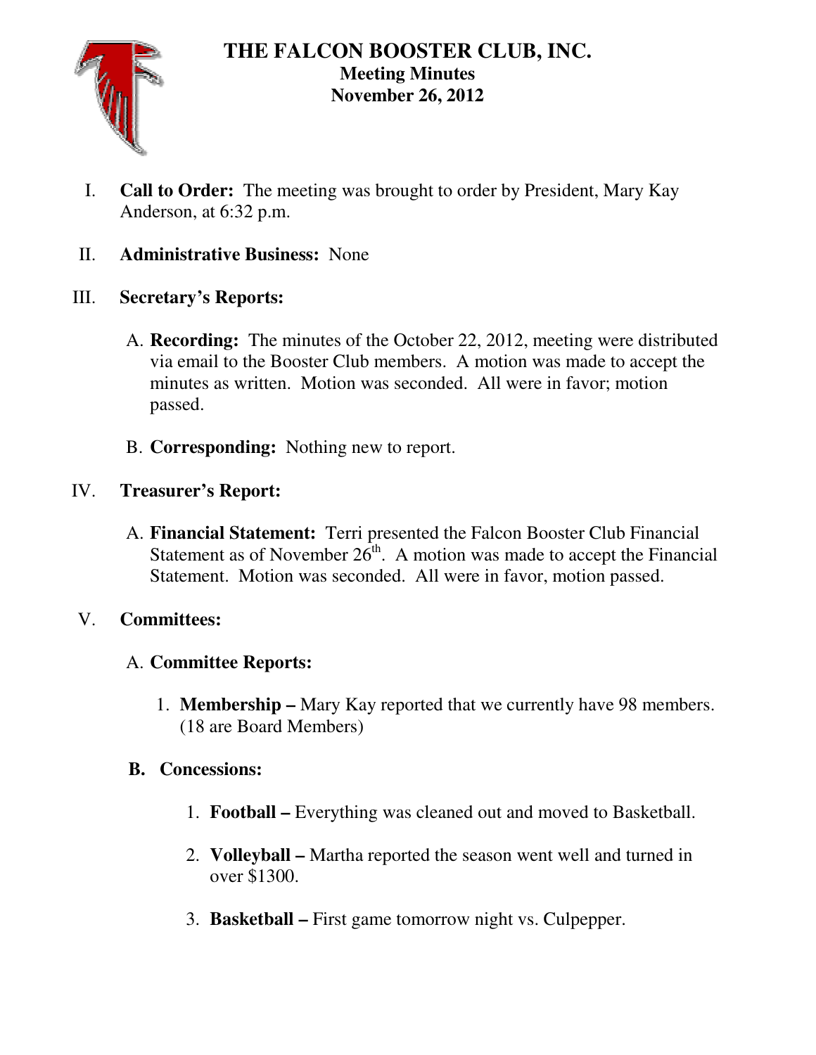# THE FALCON BOOSTER CLUB, INC.

## Meeting Minutes

## November 26, 2012

I. **Call to Order:** The meeting was brought to order by President, Mary Kay Anderson, at 6:32 p.m.

II. **Administrative Business:** None

III. **Secretary's Reports:**

   A. **Recording:** The minutes of the October 22, 2012, meeting were distributed via email to the Booster Club members. A motion was made to accept the minutes as written. Motion was seconded. All were in favor; motion passed.

   B. **Corresponding:** Nothing new to report.

IV. **Treasurer's Report:**

   A. **Financial Statement:** Terri presented the Falcon Booster Club Financial Statement as of November 26th. A motion was made to accept the Financial Statement. Motion was seconded. All were in favor, motion passed.

V. **Committees:**

   A. **Committee Reports:**

      1. **Membership –** Mary Kay reported that we currently have 98 members. (18 are Board Members)

   **B. Concessions:**

      1. **Football –** Everything was cleaned out and moved to Basketball.

      2. **Volleyball –** Martha reported the season went well and turned in over $1300.

      3. **Basketball –** First game tomorrow night vs. Culpepper.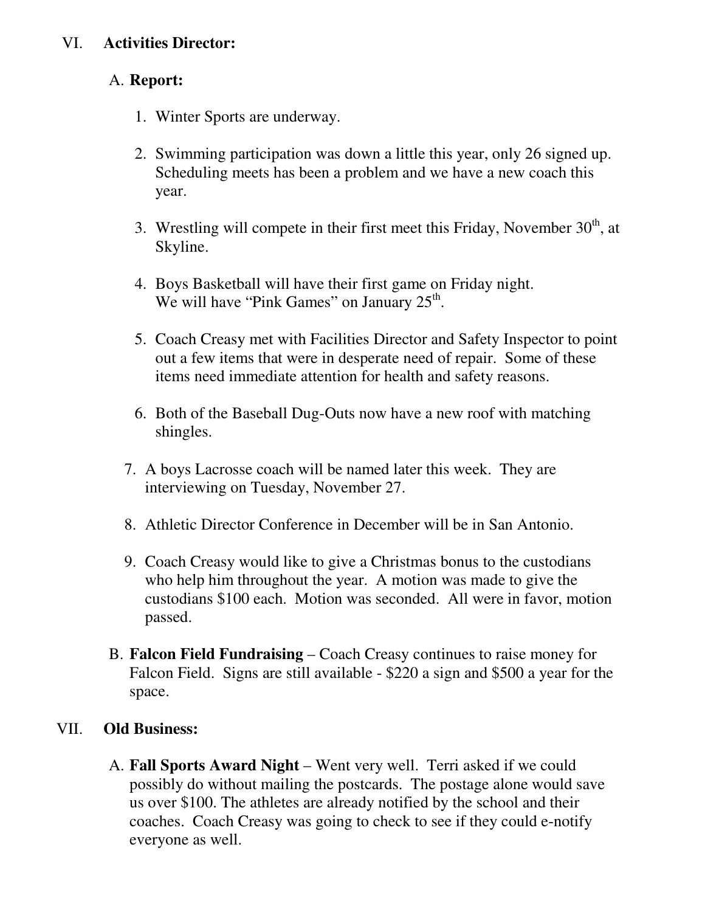VI. **Activities Director:**

A. **Report:**

1. Winter Sports are underway.

2. Swimming participation was down a little this year, only 26 signed up. Scheduling meets has been a problem and we have a new coach this year.

3. Wrestling will compete in their first meet this Friday, November 30th, at Skyline.

4. Boys Basketball will have their first game on Friday night. We will have "Pink Games" on January 25th.

5. Coach Creasy met with Facilities Director and Safety Inspector to point out a few items that were in desperate need of repair. Some of these items need immediate attention for health and safety reasons.

6. Both of the Baseball Dug-Outs now have a new roof with matching shingles.

7. A boys Lacrosse coach will be named later this week. They are interviewing on Tuesday, November 27.

8. Athletic Director Conference in December will be in San Antonio.

9. Coach Creasy would like to give a Christmas bonus to the custodians who help him throughout the year. A motion was made to give the custodians $100 each. Motion was seconded. All were in favor, motion passed.

B. **Falcon Field Fundraising** – Coach Creasy continues to raise money for Falcon Field. Signs are still available - $220 a sign and $500 a year for the space.

VII. **Old Business:**

A. **Fall Sports Award Night** – Went very well. Terri asked if we could possibly do without mailing the postcards. The postage alone would save us over $100. The athletes are already notified by the school and their coaches. Coach Creasy was going to check to see if they could e-notify everyone as well.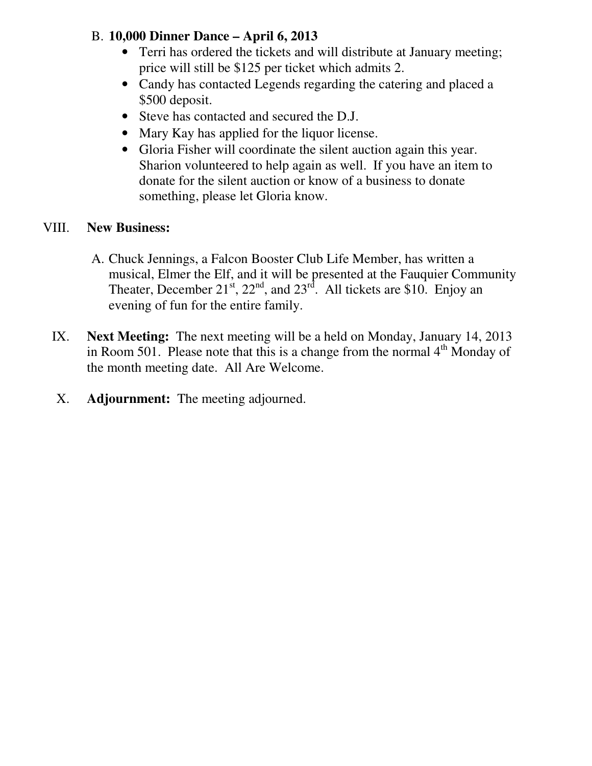B. **10,000 Dinner Dance – April 6, 2013**
   - Terri has ordered the tickets and will distribute at January meeting; price will still be $125 per ticket which admits 2.
   - Candy has contacted Legends regarding the catering and placed a $500 deposit.
   - Steve has contacted and secured the D.J.
   - Mary Kay has applied for the liquor license.
   - Gloria Fisher will coordinate the silent auction again this year. Sharion volunteered to help again as well. If you have an item to donate for the silent auction or know of a business to donate something, please let Gloria know.

VIII. **New Business:**

A. Chuck Jennings, a Falcon Booster Club Life Member, has written a musical, Elmer the Elf, and it will be presented at the Fauquier Community Theater, December 21st, 22nd, and 23rd. All tickets are $10. Enjoy an evening of fun for the entire family.

IX. **Next Meeting:** The next meeting will be a held on Monday, January 14, 2013 in Room 501. Please note that this is a change from the normal 4th Monday of the month meeting date. All Are Welcome.

X. **Adjournment:** The meeting adjourned.